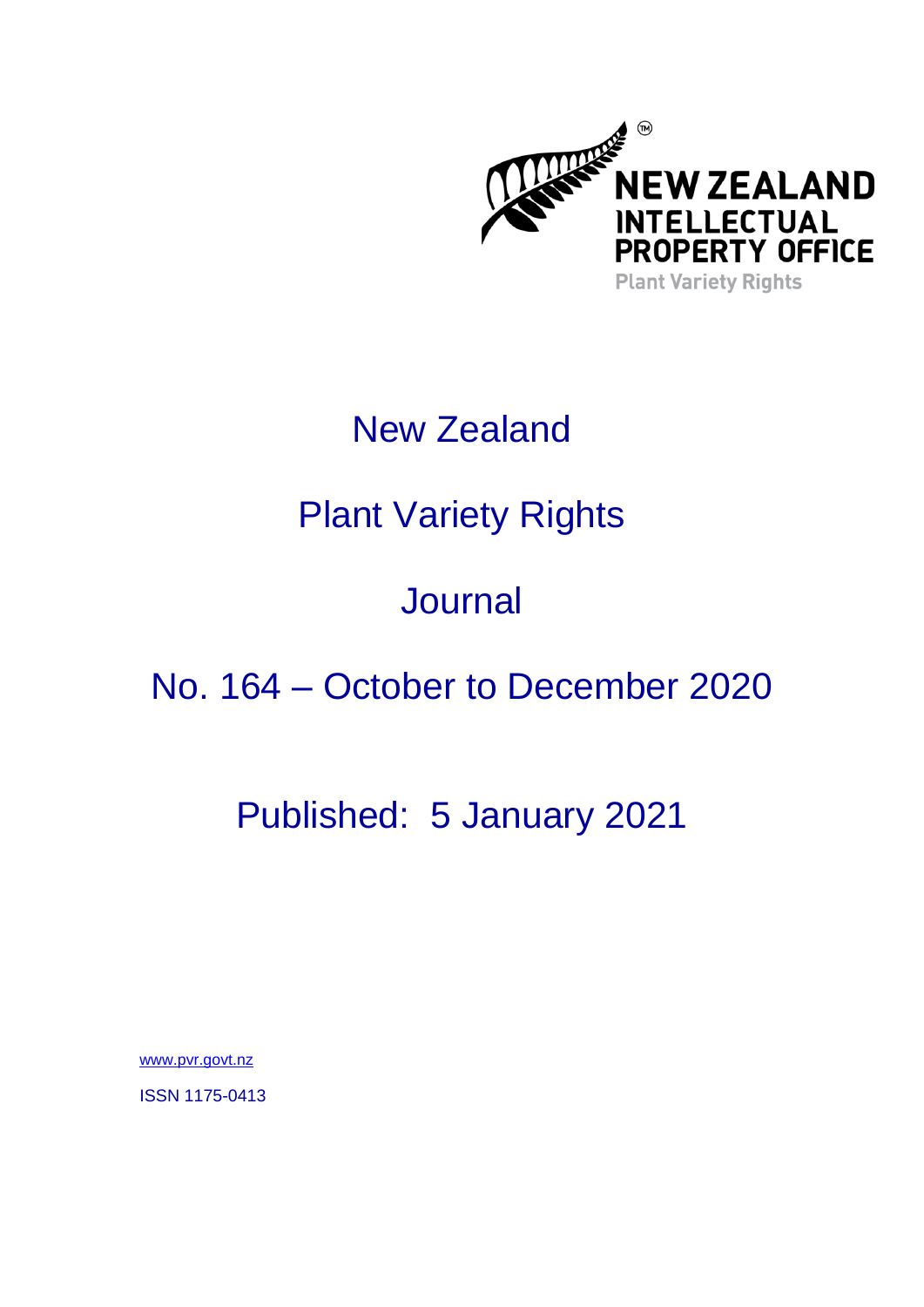NEW ZEALAND
INTELLECTUAL
PROPERTY OFFICE
Plant Variety Rights

# New Zealand

# Plant Variety Rights

# Journal

# No. 164 – October to December 2020

## Published: 5 January 2021

www.pvr.govt.nz

ISSN 1175-0413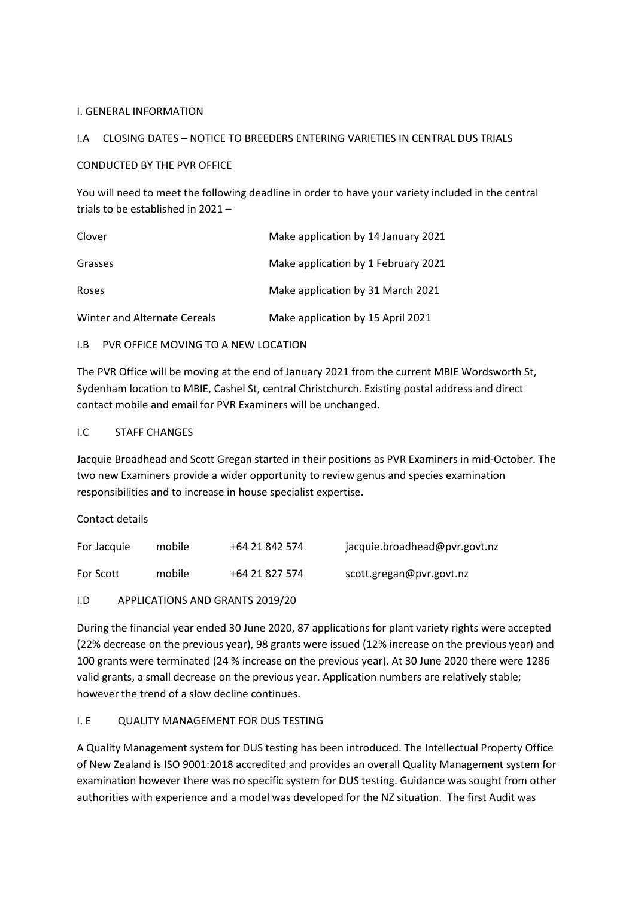## I. GENERAL INFORMATION

### I.A CLOSING DATES – NOTICE TO BREEDERS ENTERING VARIETIES IN CENTRAL DUS TRIALS

### CONDUCTED BY THE PVR OFFICE

You will need to meet the following deadline in order to have your variety included in the central trials to be established in 2021 –

| | |
|---|---|
| Clover | Make application by 14 January 2021 |
| Grasses | Make application by 1 February 2021 |
| Roses | Make application by 31 March 2021 |
| Winter and Alternate Cereals | Make application by 15 April 2021 |

### I.B PVR OFFICE MOVING TO A NEW LOCATION

The PVR Office will be moving at the end of January 2021 from the current MBIE Wordsworth St, Sydenham location to MBIE, Cashel St, central Christchurch. Existing postal address and direct contact mobile and email for PVR Examiners will be unchanged.

### I.C STAFF CHANGES

Jacquie Broadhead and Scott Gregan started in their positions as PVR Examiners in mid-October. The two new Examiners provide a wider opportunity to review genus and species examination responsibilities and to increase in house specialist expertise.

Contact details

| | | | |
|---|---|---|---|
| For Jacquie | mobile | +64 21 842 574 | jacquie.broadhead@pvr.govt.nz |
| For Scott | mobile | +64 21 827 574 | scott.gregan@pvr.govt.nz |

### I.D APPLICATIONS AND GRANTS 2019/20

During the financial year ended 30 June 2020, 87 applications for plant variety rights were accepted (22% decrease on the previous year), 98 grants were issued (12% increase on the previous year) and 100 grants were terminated (24 % increase on the previous year). At 30 June 2020 there were 1286 valid grants, a small decrease on the previous year. Application numbers are relatively stable; however the trend of a slow decline continues.

### I. E QUALITY MANAGEMENT FOR DUS TESTING

A Quality Management system for DUS testing has been introduced. The Intellectual Property Office of New Zealand is ISO 9001:2018 accredited and provides an overall Quality Management system for examination however there was no specific system for DUS testing. Guidance was sought from other authorities with experience and a model was developed for the NZ situation. The first Audit was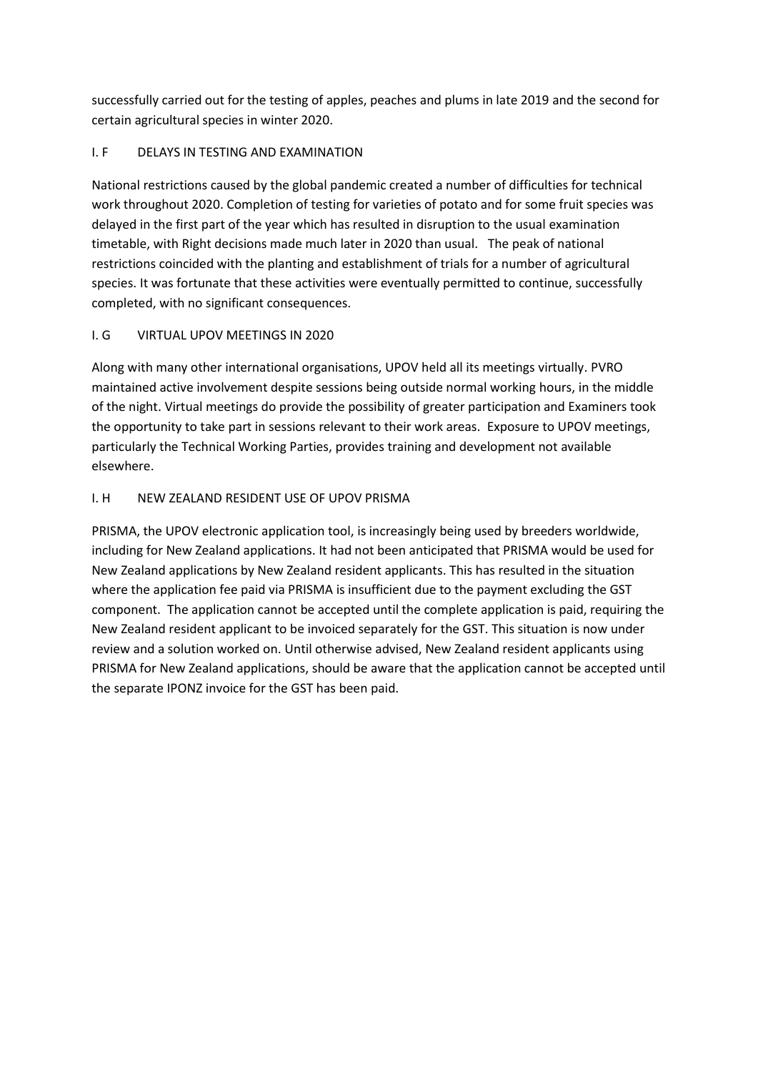successfully carried out for the testing of apples, peaches and plums in late 2019 and the second for certain agricultural species in winter 2020.

## I. F DELAYS IN TESTING AND EXAMINATION

National restrictions caused by the global pandemic created a number of difficulties for technical work throughout 2020. Completion of testing for varieties of potato and for some fruit species was delayed in the first part of the year which has resulted in disruption to the usual examination timetable, with Right decisions made much later in 2020 than usual. The peak of national restrictions coincided with the planting and establishment of trials for a number of agricultural species. It was fortunate that these activities were eventually permitted to continue, successfully completed, with no significant consequences.

## I. G VIRTUAL UPOV MEETINGS IN 2020

Along with many other international organisations, UPOV held all its meetings virtually. PVRO maintained active involvement despite sessions being outside normal working hours, in the middle of the night. Virtual meetings do provide the possibility of greater participation and Examiners took the opportunity to take part in sessions relevant to their work areas. Exposure to UPOV meetings, particularly the Technical Working Parties, provides training and development not available elsewhere.

## I. H NEW ZEALAND RESIDENT USE OF UPOV PRISMA

PRISMA, the UPOV electronic application tool, is increasingly being used by breeders worldwide, including for New Zealand applications. It had not been anticipated that PRISMA would be used for New Zealand applications by New Zealand resident applicants. This has resulted in the situation where the application fee paid via PRISMA is insufficient due to the payment excluding the GST component. The application cannot be accepted until the complete application is paid, requiring the New Zealand resident applicant to be invoiced separately for the GST. This situation is now under review and a solution worked on. Until otherwise advised, New Zealand resident applicants using PRISMA for New Zealand applications, should be aware that the application cannot be accepted until the separate IPONZ invoice for the GST has been paid.